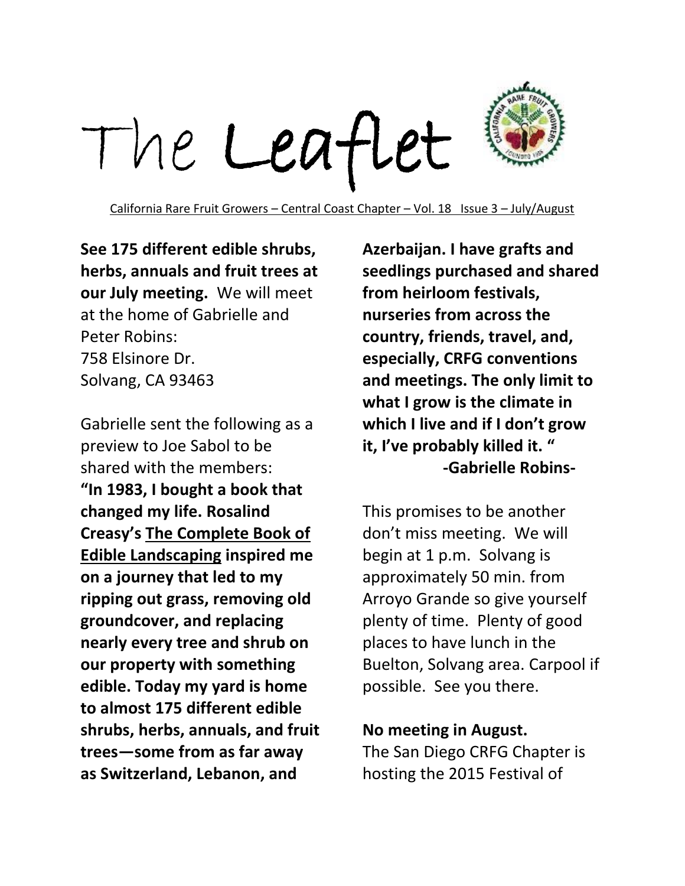# The Leaflet

California Rare Fruit Growers – Central Coast Chapter – Vol. 18 Issue 3 – July/August

**See 175 different edible shrubs, herbs, annuals and fruit trees at our July meeting.** We will meet at the home of Gabrielle and Peter Robins:
758 Elsinore Dr.
Solvang, CA 93463

Gabrielle sent the following as a preview to Joe Sabol to be shared with the members:
**"In 1983, I bought a book that changed my life. Rosalind Creasy's The Complete Book of Edible Landscaping inspired me on a journey that led to my ripping out grass, removing old groundcover, and replacing nearly every tree and shrub on our property with something edible. Today my yard is home to almost 175 different edible shrubs, herbs, annuals, and fruit trees—some from as far away as Switzerland, Lebanon, and Azerbaijan. I have grafts and seedlings purchased and shared from heirloom festivals, nurseries from across the country, friends, travel, and, especially, CRFG conventions and meetings. The only limit to what I grow is the climate in which I live and if I don't grow it, I've probably killed it. "**
**-Gabrielle Robins-**

This promises to be another don't miss meeting. We will begin at 1 p.m. Solvang is approximately 50 min. from Arroyo Grande so give yourself plenty of time. Plenty of good places to have lunch in the Buelton, Solvang area. Carpool if possible. See you there.

**No meeting in August.**
The San Diego CRFG Chapter is hosting the 2015 Festival of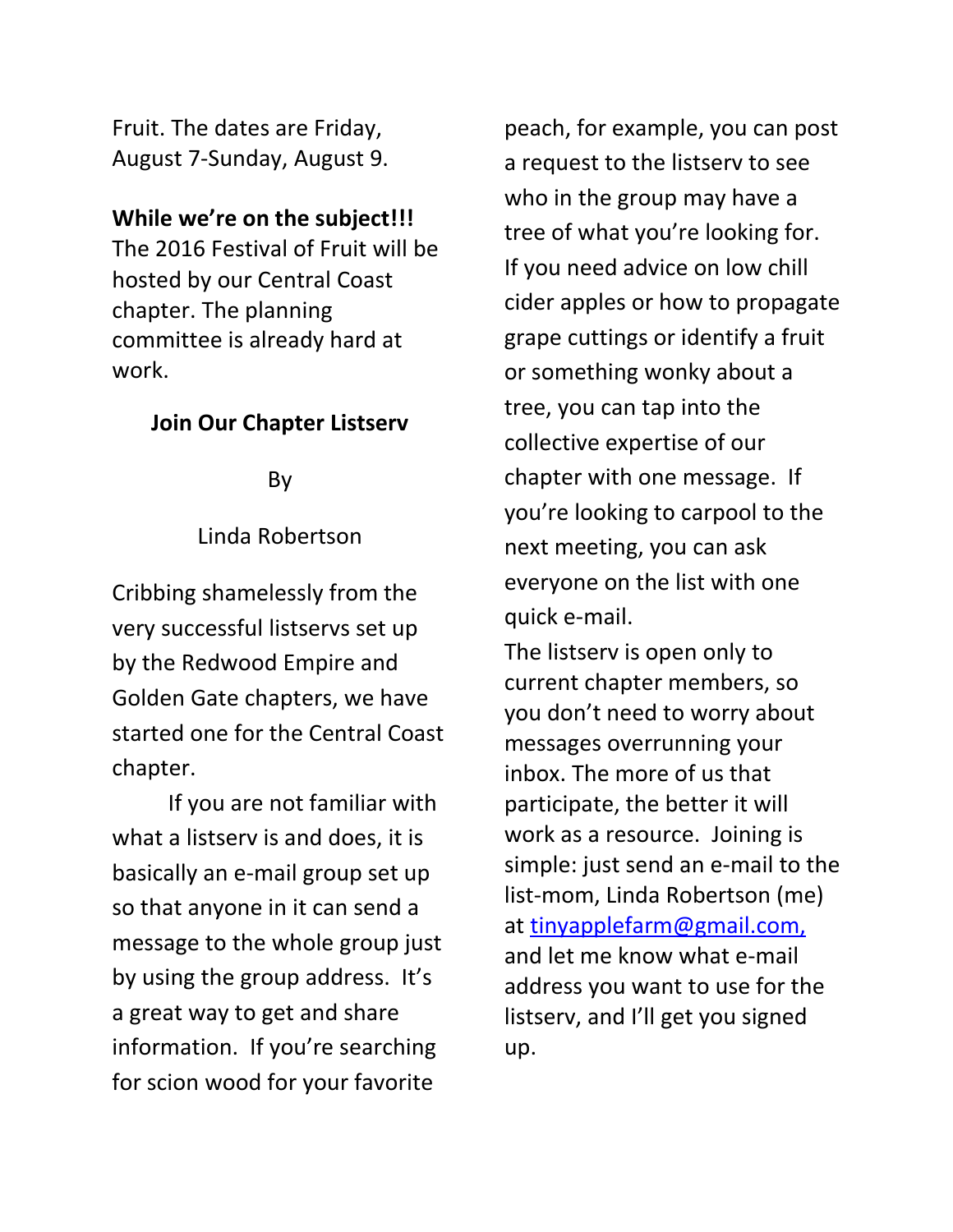Fruit. The dates are Friday, August 7-Sunday, August 9.

**While we're on the subject!!!** The 2016 Festival of Fruit will be hosted by our Central Coast chapter. The planning committee is already hard at work.

### Join Our Chapter Listserv

By

Linda Robertson

Cribbing shamelessly from the very successful listservs set up by the Redwood Empire and Golden Gate chapters, we have started one for the Central Coast chapter.

If you are not familiar with what a listserv is and does, it is basically an e-mail group set up so that anyone in it can send a message to the whole group just by using the group address. It's a great way to get and share information. If you're searching for scion wood for your favorite peach, for example, you can post a request to the listserv to see who in the group may have a tree of what you're looking for. If you need advice on low chill cider apples or how to propagate grape cuttings or identify a fruit or something wonky about a tree, you can tap into the collective expertise of our chapter with one message. If you're looking to carpool to the next meeting, you can ask everyone on the list with one quick e-mail.

The listserv is open only to current chapter members, so you don't need to worry about messages overrunning your inbox. The more of us that participate, the better it will work as a resource. Joining is simple: just send an e-mail to the list-mom, Linda Robertson (me) at tinyapplefarm@gmail.com, and let me know what e-mail address you want to use for the listserv, and I'll get you signed up.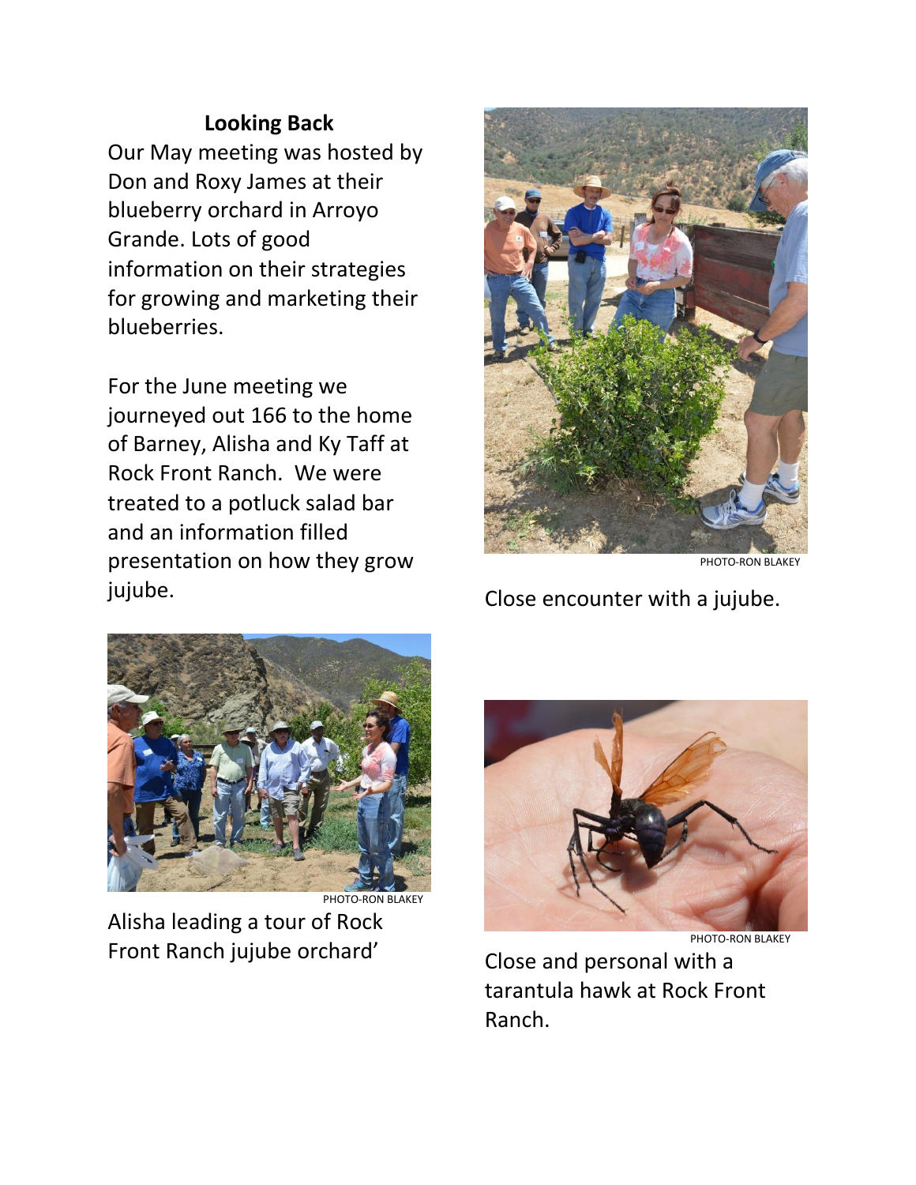## Looking Back

Our May meeting was hosted by Don and Roxy James at their blueberry orchard in Arroyo Grande. Lots of good information on their strategies for growing and marketing their blueberries.

For the June meeting we journeyed out 166 to the home of Barney, Alisha and Ky Taff at Rock Front Ranch. We were treated to a potluck salad bar and an information filled presentation on how they grow jujube.

PHOTO-RON BLAKEY

Close encounter with a jujube.

PHOTO-RON BLAKEY

Alisha leading a tour of Rock Front Ranch jujube orchard'

PHOTO-RON BLAKEY

Close and personal with a tarantula hawk at Rock Front Ranch.